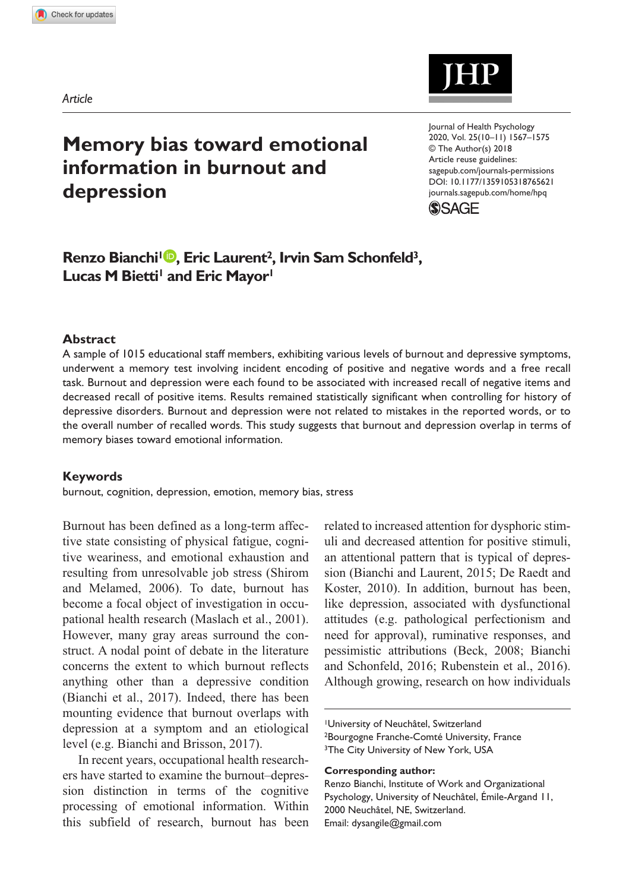*Article*

# Memory bias toward emotional information in burnout and depression

**Renzo Bianchi[1], Eric Laurent[2], Irvin Sam Schonfeld[3], Lucas M Bietti[1] and Eric Mayor[1]**

## Abstract

A sample of 1015 educational staff members, exhibiting various levels of burnout and depressive symptoms, underwent a memory test involving incident encoding of positive and negative words and a free recall task. Burnout and depression were each found to be associated with increased recall of negative items and decreased recall of positive items. Results remained statistically significant when controlling for history of depressive disorders. Burnout and depression were not related to mistakes in the reported words, or to the overall number of recalled words. This study suggests that burnout and depression overlap in terms of memory biases toward emotional information.

## Keywords

burnout, cognition, depression, emotion, memory bias, stress

Burnout has been defined as a long-term affective state consisting of physical fatigue, cognitive weariness, and emotional exhaustion and resulting from unresolvable job stress (Shirom and Melamed, 2006). To date, burnout has become a focal object of investigation in occupational health research (Maslach et al., 2001). However, many gray areas surround the construct. A nodal point of debate in the literature concerns the extent to which burnout reflects anything other than a depressive condition (Bianchi et al., 2017). Indeed, there has been mounting evidence that burnout overlaps with depression at a symptom and an etiological level (e.g. Bianchi and Brisson, 2017).

In recent years, occupational health researchers have started to examine the burnout–depression distinction in terms of the cognitive processing of emotional information. Within this subfield of research, burnout has been related to increased attention for dysphoric stimuli and decreased attention for positive stimuli, an attentional pattern that is typical of depression (Bianchi and Laurent, 2015; De Raedt and Koster, 2010). In addition, burnout has been, like depression, associated with dysfunctional attitudes (e.g. pathological perfectionism and need for approval), ruminative responses, and pessimistic attributions (Beck, 2008; Bianchi and Schonfeld, 2016; Rubenstein et al., 2016). Although growing, research on how individuals

[1]University of Neuchâtel, Switzerland
[2]Bourgogne Franche-Comté University, France
[3]The City University of New York, USA

**Corresponding author:**
Renzo Bianchi, Institute of Work and Organizational Psychology, University of Neuchâtel, Émile-Argand 11, 2000 Neuchâtel, NE, Switzerland.
Email: dysangile@gmail.com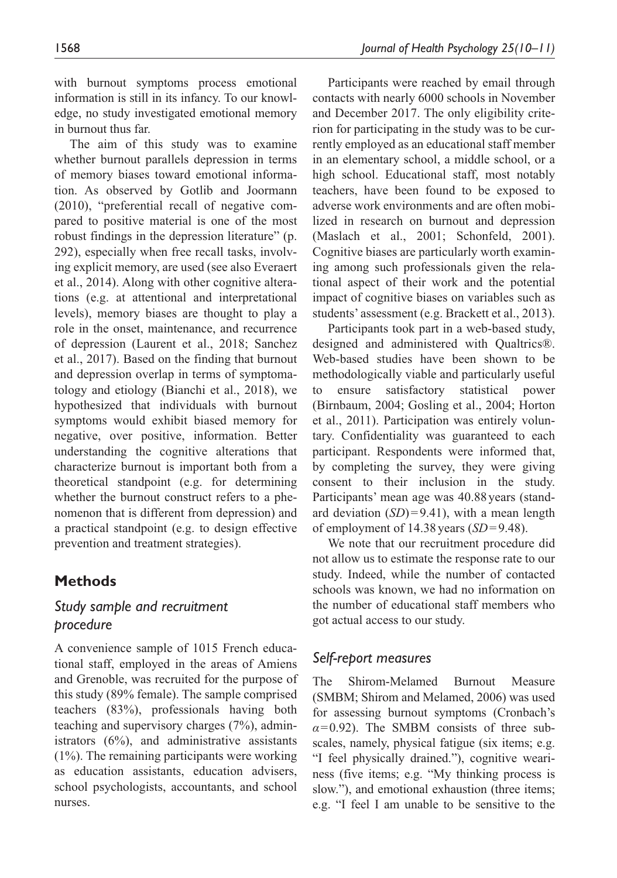with burnout symptoms process emotional information is still in its infancy. To our knowledge, no study investigated emotional memory in burnout thus far.

The aim of this study was to examine whether burnout parallels depression in terms of memory biases toward emotional information. As observed by Gotlib and Joormann (2010), "preferential recall of negative compared to positive material is one of the most robust findings in the depression literature" (p. 292), especially when free recall tasks, involving explicit memory, are used (see also Everaert et al., 2014). Along with other cognitive alterations (e.g. at attentional and interpretational levels), memory biases are thought to play a role in the onset, maintenance, and recurrence of depression (Laurent et al., 2018; Sanchez et al., 2017). Based on the finding that burnout and depression overlap in terms of symptomatology and etiology (Bianchi et al., 2018), we hypothesized that individuals with burnout symptoms would exhibit biased memory for negative, over positive, information. Better understanding the cognitive alterations that characterize burnout is important both from a theoretical standpoint (e.g. for determining whether the burnout construct refers to a phenomenon that is different from depression) and a practical standpoint (e.g. to design effective prevention and treatment strategies).

## Methods

### *Study sample and recruitment procedure*

A convenience sample of 1015 French educational staff, employed in the areas of Amiens and Grenoble, was recruited for the purpose of this study (89% female). The sample comprised teachers (83%), professionals having both teaching and supervisory charges (7%), administrators (6%), and administrative assistants (1%). The remaining participants were working as education assistants, education advisers, school psychologists, accountants, and school nurses.

Participants were reached by email through contacts with nearly 6000 schools in November and December 2017. The only eligibility criterion for participating in the study was to be currently employed as an educational staff member in an elementary school, a middle school, or a high school. Educational staff, most notably teachers, have been found to be exposed to adverse work environments and are often mobilized in research on burnout and depression (Maslach et al., 2001; Schonfeld, 2001). Cognitive biases are particularly worth examining among such professionals given the relational aspect of their work and the potential impact of cognitive biases on variables such as students' assessment (e.g. Brackett et al., 2013).

Participants took part in a web-based study, designed and administered with Qualtrics®. Web-based studies have been shown to be methodologically viable and particularly useful to ensure satisfactory statistical power (Birnbaum, 2004; Gosling et al., 2004; Horton et al., 2011). Participation was entirely voluntary. Confidentiality was guaranteed to each participant. Respondents were informed that, by completing the survey, they were giving consent to their inclusion in the study. Participants' mean age was 40.88 years (standard deviation ($SD$) = 9.41), with a mean length of employment of 14.38 years ($SD$ = 9.48).

We note that our recruitment procedure did not allow us to estimate the response rate to our study. Indeed, while the number of contacted schools was known, we had no information on the number of educational staff members who got actual access to our study.

### *Self-report measures*

The Shirom-Melamed Burnout Measure (SMBM; Shirom and Melamed, 2006) was used for assessing burnout symptoms (Cronbach's $\alpha = 0.92$). The SMBM consists of three subscales, namely, physical fatigue (six items; e.g. "I feel physically drained."), cognitive weariness (five items; e.g. "My thinking process is slow."), and emotional exhaustion (three items; e.g. "I feel I am unable to be sensitive to the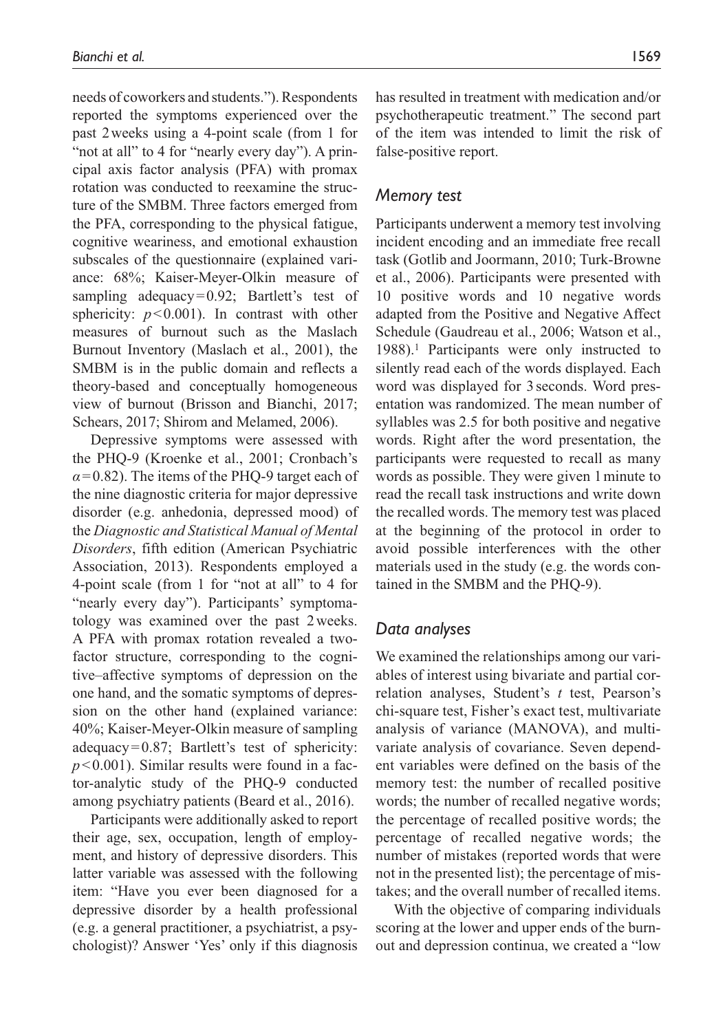needs of coworkers and students."). Respondents reported the symptoms experienced over the past 2 weeks using a 4-point scale (from 1 for "not at all" to 4 for "nearly every day"). A principal axis factor analysis (PFA) with promax rotation was conducted to reexamine the structure of the SMBM. Three factors emerged from the PFA, corresponding to the physical fatigue, cognitive weariness, and emotional exhaustion subscales of the questionnaire (explained variance: 68%; Kaiser-Meyer-Olkin measure of sampling adequacy = 0.92; Bartlett's test of sphericity: $p < 0.001$). In contrast with other measures of burnout such as the Maslach Burnout Inventory (Maslach et al., 2001), the SMBM is in the public domain and reflects a theory-based and conceptually homogeneous view of burnout (Brisson and Bianchi, 2017; Schears, 2017; Shirom and Melamed, 2006).

Depressive symptoms were assessed with the PHQ-9 (Kroenke et al., 2001; Cronbach's $\alpha = 0.82$). The items of the PHQ-9 target each of the nine diagnostic criteria for major depressive disorder (e.g. anhedonia, depressed mood) of the *Diagnostic and Statistical Manual of Mental Disorders*, fifth edition (American Psychiatric Association, 2013). Respondents employed a 4-point scale (from 1 for "not at all" to 4 for "nearly every day"). Participants' symptomatology was examined over the past 2 weeks. A PFA with promax rotation revealed a two-factor structure, corresponding to the cognitive–affective symptoms of depression on the one hand, and the somatic symptoms of depression on the other hand (explained variance: 40%; Kaiser-Meyer-Olkin measure of sampling adequacy = 0.87; Bartlett's test of sphericity: $p < 0.001$). Similar results were found in a factor-analytic study of the PHQ-9 conducted among psychiatry patients (Beard et al., 2016).

Participants were additionally asked to report their age, sex, occupation, length of employment, and history of depressive disorders. This latter variable was assessed with the following item: "Have you ever been diagnosed for a depressive disorder by a health professional (e.g. a general practitioner, a psychiatrist, a psychologist)? Answer 'Yes' only if this diagnosis has resulted in treatment with medication and/or psychotherapeutic treatment." The second part of the item was intended to limit the risk of false-positive report.

### *Memory test*

Participants underwent a memory test involving incident encoding and an immediate free recall task (Gotlib and Joormann, 2010; Turk-Browne et al., 2006). Participants were presented with 10 positive words and 10 negative words adapted from the Positive and Negative Affect Schedule (Gaudreau et al., 2006; Watson et al., 1988).[1] Participants were only instructed to silently read each of the words displayed. Each word was displayed for 3 seconds. Word presentation was randomized. The mean number of syllables was 2.5 for both positive and negative words. Right after the word presentation, the participants were requested to recall as many words as possible. They were given 1 minute to read the recall task instructions and write down the recalled words. The memory test was placed at the beginning of the protocol in order to avoid possible interferences with the other materials used in the study (e.g. the words contained in the SMBM and the PHQ-9).

### *Data analyses*

We examined the relationships among our variables of interest using bivariate and partial correlation analyses, Student's *t* test, Pearson's chi-square test, Fisher's exact test, multivariate analysis of variance (MANOVA), and multivariate analysis of covariance. Seven dependent variables were defined on the basis of the memory test: the number of recalled positive words; the number of recalled negative words; the percentage of recalled positive words; the percentage of recalled negative words; the number of mistakes (reported words that were not in the presented list); the percentage of mistakes; and the overall number of recalled items.

With the objective of comparing individuals scoring at the lower and upper ends of the burnout and depression continua, we created a "low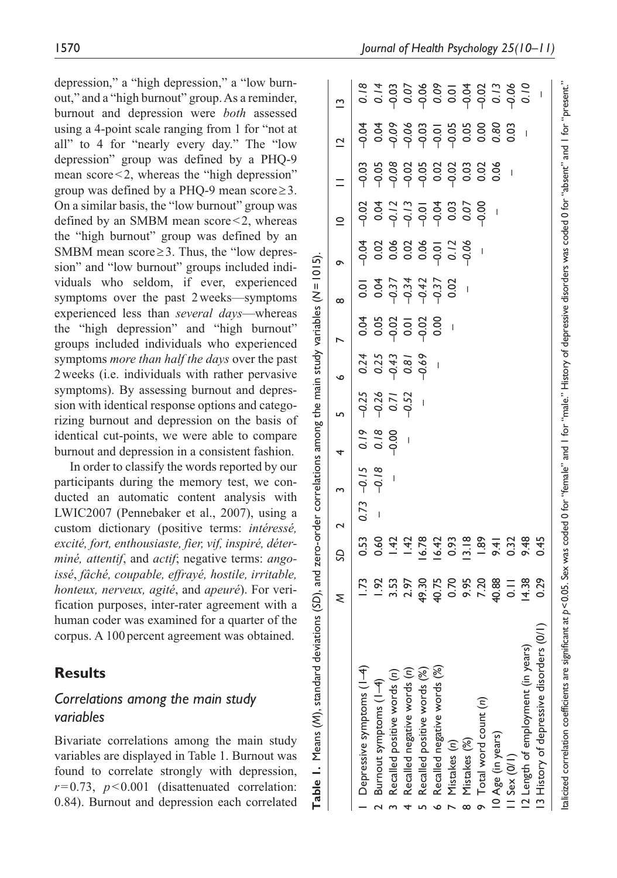depression," a "high depression," a "low burnout," and a "high burnout" group. As a reminder, burnout and depression were *both* assessed using a 4-point scale ranging from 1 for "not at all" to 4 for "nearly every day." The "low depression" group was defined by a PHQ-9 mean score < 2, whereas the "high depression" group was defined by a PHQ-9 mean score ≥ 3. On a similar basis, the "low burnout" group was defined by an SMBM mean score < 2, whereas the "high burnout" group was defined by an SMBM mean score ≥ 3. Thus, the "low depression" and "low burnout" groups included individuals who seldom, if ever, experienced symptoms over the past 2 weeks—symptoms experienced less than *several days*—whereas the "high depression" and "high burnout" groups included individuals who experienced symptoms *more than half the days* over the past 2 weeks (i.e. individuals with rather pervasive symptoms). By assessing burnout and depression with identical response options and categorizing burnout and depression on the basis of identical cut-points, we were able to compare burnout and depression in a consistent fashion.

In order to classify the words reported by our participants during the memory test, we conducted an automatic content analysis with LWIC2007 (Pennebaker et al., 2007), using a custom dictionary (positive terms: *intéressé, excité, fort, enthousiaste, fier, vif, inspiré, déterminé, attentif*, and *actif*; negative terms: *angoissé*, *fâché, coupable, effrayé, hostile, irritable, honteux, nerveux, agité*, and *apeuré*). For verification purposes, inter-rater agreement with a human coder was examined for a quarter of the corpus. A 100 percent agreement was obtained.

## Results

### Correlations among the main study variables

Bivariate correlations among the main study variables are displayed in Table 1. Burnout was found to correlate strongly with depression, $r = 0.73$, $p < 0.001$ (disattenuated correlation: 0.84). Burnout and depression each correlated

**Table 1.** Means (*M*), standard deviations (*SD*), and zero-order correlations among the main study variables ($N = 1015$).

| | *M* | *SD* | 2 | 3 | 4 | 5 | 6 | 7 | 8 | 9 | 10 | 11 | 12 | 13 |
|---|---|---|---|---|---|---|---|---|---|---|---|---|---|---|
| 1 Depressive symptoms (1–4) | 1.73 | 0.53 | 0.73 | *−0.15* | *0.19* | *−0.25* | *0.24* | 0.04 | 0.01 | −0.04 | −0.02 | −0.03 | −0.04 | *0.18* |
| 2 Burnout symptoms (1–4) | 1.92 | 0.60 | – | *−0.18* | *0.18* | *−0.26* | *0.25* | 0.05 | 0.04 | 0.02 | 0.04 | −0.05 | 0.04 | *0.14* |
| 3 Recalled positive words (*n*) | 3.53 | 1.42 | | – | −0.00 | *0.71* | *−0.43* | −0.02 | *−0.37* | 0.06 | *−0.12* | −0.08 | −0.09 | −0.03 |
| 4 Recalled negative words (*n*) | 2.97 | 1.42 | | | – | *−0.52* | *0.81* | 0.01 | *−0.34* | 0.02 | *−0.13* | −0.02 | −0.06 | 0.07 |
| 5 Recalled positive words (%) | 49.30 | 16.78 | | | | – | *−0.69* | −0.02 | *−0.42* | 0.06 | −0.01 | −0.05 | −0.03 | −0.06 |
| 6 Recalled negative words (%) | 40.75 | 16.42 | | | | | – | 0.00 | *−0.37* | −0.01 | −0.04 | 0.02 | −0.01 | 0.09 |
| 7 Mistakes (*n*) | 0.70 | 0.93 | | | | | | – | 0.02 | *0.12* | 0.03 | −0.02 | −0.05 | 0.01 |
| 8 Mistakes (%) | 9.95 | 13.18 | | | | | | | – | *−0.06* | 0.07 | 0.03 | 0.05 | −0.04 |
| 9 Total word count (*n*) | 7.20 | 1.89 | | | | | | | | – | −0.00 | 0.02 | 0.00 | −0.02 |
| 10 Age (in years) | 40.88 | 9.41 | | | | | | | | | – | 0.06 | *0.80* | *0.13* |
| 11 Sex (0/1) | 0.11 | 0.32 | | | | | | | | | | – | 0.03 | *−0.06* |
| 12 Length of employment (in years) | 14.38 | 9.48 | | | | | | | | | | | – | *0.10* |
| 13 History of depressive disorders (0/1) | 0.29 | 0.45 | | | | | | | | | | | | – |

Italicized correlation coefficients are significant at $p < 0.05$. Sex was coded 0 for "female" and 1 for "male." History of depressive disorders was coded 0 for "absent" and 1 for "present."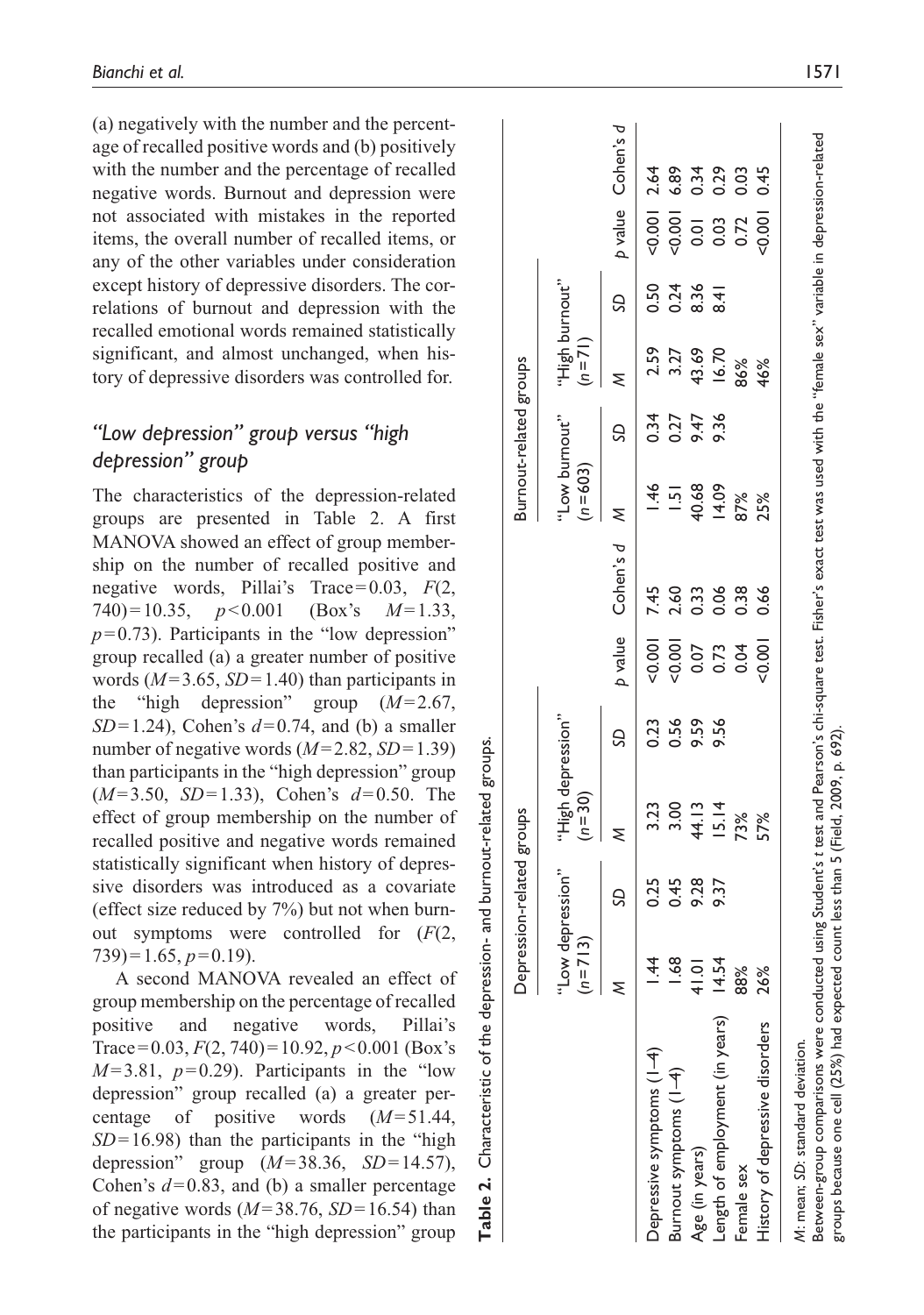(a) negatively with the number and the percentage of recalled positive words and (b) positively with the number and the percentage of recalled negative words. Burnout and depression were not associated with mistakes in the reported items, the overall number of recalled items, or any of the other variables under consideration except history of depressive disorders. The correlations of burnout and depression with the recalled emotional words remained statistically significant, and almost unchanged, when history of depressive disorders was controlled for.

## *"Low depression" group versus "high depression" group*

The characteristics of the depression-related groups are presented in Table 2. A first MANOVA showed an effect of group membership on the number of recalled positive and negative words, Pillai's Trace = 0.03, $F(2, 740) = 10.35$, $p < 0.001$ (Box's $M = 1.33$, $p = 0.73$). Participants in the "low depression" group recalled (a) a greater number of positive words ($M = 3.65$, $SD = 1.40$) than participants in the "high depression" group ($M = 2.67$, $SD = 1.24$), Cohen's $d = 0.74$, and (b) a smaller number of negative words ($M = 2.82$, $SD = 1.39$) than participants in the "high depression" group ($M = 3.50$, $SD = 1.33$), Cohen's $d = 0.50$. The effect of group membership on the number of recalled positive and negative words remained statistically significant when history of depressive disorders was introduced as a covariate (effect size reduced by 7%) but not when burnout symptoms were controlled for ($F(2, 739) = 1.65$, $p = 0.19$).

A second MANOVA revealed an effect of group membership on the percentage of recalled positive and negative words, Pillai's Trace = 0.03, $F(2, 740) = 10.92$, $p < 0.001$ (Box's $M = 3.81$, $p = 0.29$). Participants in the "low depression" group recalled (a) a greater percentage of positive words ($M = 51.44$, $SD = 16.98$) than the participants in the "high depression" group ($M = 38.36$, $SD = 14.57$), Cohen's $d = 0.83$, and (b) a smaller percentage of negative words ($M = 38.76$, $SD = 16.54$) than the participants in the "high depression" group

**Table 2.** Characteristic of the depression- and burnout-related groups.

| | Depression-related groups | | | | | | Burnout-related groups | | | | | |
|---|---|---|---|---|---|---|---|---|---|---|---|---|
| | "Low depression" ($n$ = 713) | | "High depression" ($n$ = 30) | | | | "Low burnout" ($n$ = 603) | | "High burnout" ($n$ = 71) | | | |
| | $M$ | $SD$ | $M$ | $SD$ | $p$ value | Cohen's $d$ | $M$ | $SD$ | $M$ | $SD$ | $p$ value | Cohen's $d$ |
| Depressive symptoms (1–4) | 1.44 | 0.25 | 3.23 | 0.23 | <0.001 | 7.45 | 1.46 | 0.34 | 2.59 | 0.50 | <0.001 | 2.64 |
| Burnout symptoms (1–4) | 1.68 | 0.45 | 3.00 | 0.56 | <0.001 | 2.60 | 1.51 | 0.27 | 3.27 | 0.24 | <0.001 | 6.89 |
| Age (in years) | 41.01 | 9.28 | 44.13 | 9.59 | 0.07 | 0.33 | 40.68 | 9.47 | 43.69 | 8.36 | 0.01 | 0.34 |
| Length of employment (in years) | 14.54 | 9.37 | 15.14 | 9.56 | 0.73 | 0.06 | 14.09 | 9.36 | 16.70 | 8.41 | 0.03 | 0.29 |
| Female sex | 88% | | 73% | | 0.04 | 0.38 | 87% | | 86% | | 0.72 | 0.03 |
| History of depressive disorders | 26% | | 57% | | <0.001 | 0.66 | 25% | | 46% | | <0.001 | 0.45 |

$M$: mean; $SD$: standard deviation.
Between-group comparisons were conducted using Student's $t$ test and Pearson's chi-square test. Fisher's exact test was used with the "female sex" variable in depression-related groups because one cell (25%) had expected count less than 5 (Field, 2009, p. 692).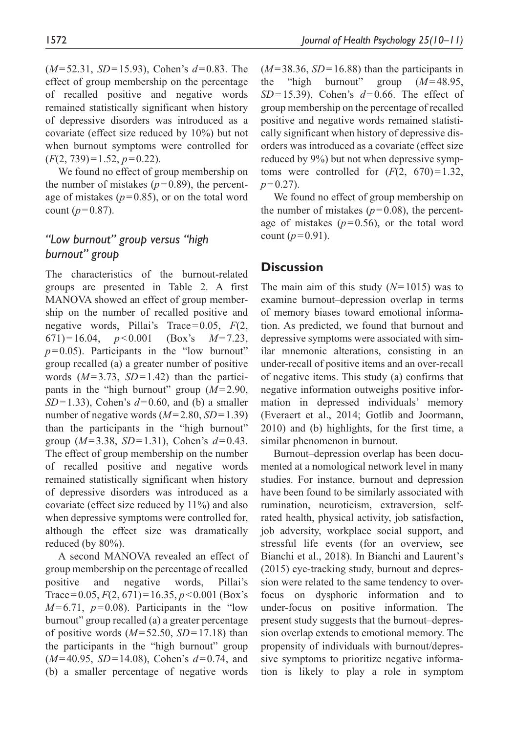($M = 52.31$, $SD = 15.93$), Cohen's $d = 0.83$. The effect of group membership on the percentage of recalled positive and negative words remained statistically significant when history of depressive disorders was introduced as a covariate (effect size reduced by 10%) but not when burnout symptoms were controlled for ($F(2, 739) = 1.52$, $p = 0.22$).

We found no effect of group membership on the number of mistakes ($p = 0.89$), the percentage of mistakes ($p = 0.85$), or on the total word count ($p = 0.87$).

### *"Low burnout" group versus "high burnout" group*

The characteristics of the burnout-related groups are presented in Table 2. A first MANOVA showed an effect of group membership on the number of recalled positive and negative words, Pillai's Trace = 0.05, $F(2, 671) = 16.04$, $p < 0.001$ (Box's $M = 7.23$, $p = 0.05$). Participants in the "low burnout" group recalled (a) a greater number of positive words ($M = 3.73$, $SD = 1.42$) than the participants in the "high burnout" group ($M = 2.90$, $SD = 1.33$), Cohen's $d = 0.60$, and (b) a smaller number of negative words ($M = 2.80$, $SD = 1.39$) than the participants in the "high burnout" group ($M = 3.38$, $SD = 1.31$), Cohen's $d = 0.43$. The effect of group membership on the number of recalled positive and negative words remained statistically significant when history of depressive disorders was introduced as a covariate (effect size reduced by 11%) and also when depressive symptoms were controlled for, although the effect size was dramatically reduced (by 80%).

A second MANOVA revealed an effect of group membership on the percentage of recalled positive and negative words, Pillai's Trace = 0.05, $F(2, 671) = 16.35$, $p < 0.001$ (Box's $M = 6.71$, $p = 0.08$). Participants in the "low burnout" group recalled (a) a greater percentage of positive words ($M = 52.50$, $SD = 17.18$) than the participants in the "high burnout" group ($M = 40.95$, $SD = 14.08$), Cohen's $d = 0.74$, and (b) a smaller percentage of negative words ($M = 38.36$, $SD = 16.88$) than the participants in the "high burnout" group ($M = 48.95$, $SD = 15.39$), Cohen's $d = 0.66$. The effect of group membership on the percentage of recalled positive and negative words remained statistically significant when history of depressive disorders was introduced as a covariate (effect size reduced by 9%) but not when depressive symptoms were controlled for ($F(2, 670) = 1.32$, $p = 0.27$).

We found no effect of group membership on the number of mistakes ($p = 0.08$), the percentage of mistakes ($p = 0.56$), or the total word count ($p = 0.91$).

## Discussion

The main aim of this study ($N = 1015$) was to examine burnout–depression overlap in terms of memory biases toward emotional information. As predicted, we found that burnout and depressive symptoms were associated with similar mnemonic alterations, consisting in an under-recall of positive items and an over-recall of negative items. This study (a) confirms that negative information outweighs positive information in depressed individuals' memory (Everaert et al., 2014; Gotlib and Joormann, 2010) and (b) highlights, for the first time, a similar phenomenon in burnout.

Burnout–depression overlap has been documented at a nomological network level in many studies. For instance, burnout and depression have been found to be similarly associated with rumination, neuroticism, extraversion, self-rated health, physical activity, job satisfaction, job adversity, workplace social support, and stressful life events (for an overview, see Bianchi et al., 2018). In Bianchi and Laurent's (2015) eye-tracking study, burnout and depression were related to the same tendency to over-focus on dysphoric information and to under-focus on positive information. The present study suggests that the burnout–depression overlap extends to emotional memory. The propensity of individuals with burnout/depressive symptoms to prioritize negative information is likely to play a role in symptom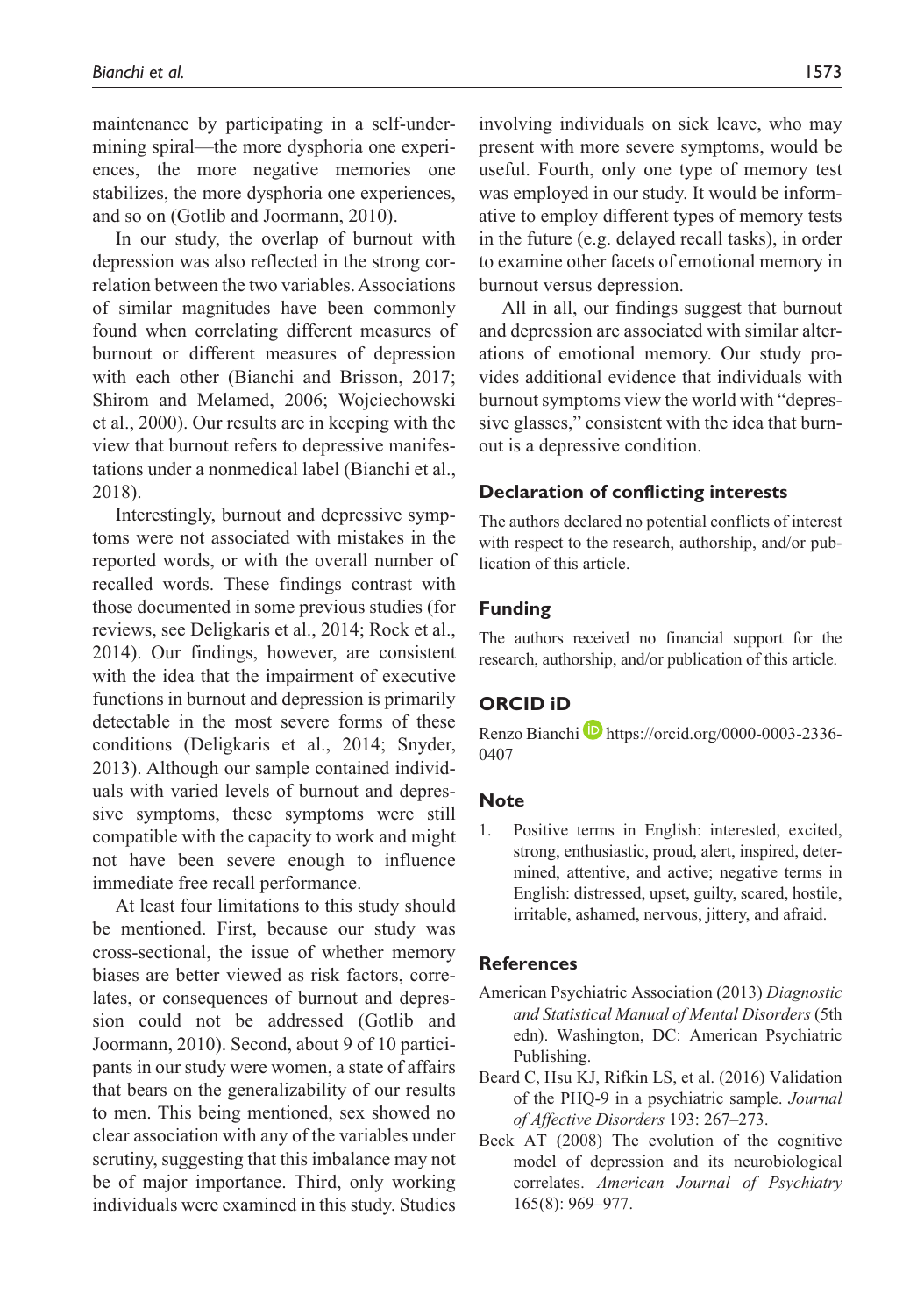maintenance by participating in a self-undermining spiral—the more dysphoria one experiences, the more negative memories one stabilizes, the more dysphoria one experiences, and so on (Gotlib and Joormann, 2010).

In our study, the overlap of burnout with depression was also reflected in the strong correlation between the two variables. Associations of similar magnitudes have been commonly found when correlating different measures of burnout or different measures of depression with each other (Bianchi and Brisson, 2017; Shirom and Melamed, 2006; Wojciechowski et al., 2000). Our results are in keeping with the view that burnout refers to depressive manifestations under a nonmedical label (Bianchi et al., 2018).

Interestingly, burnout and depressive symptoms were not associated with mistakes in the reported words, or with the overall number of recalled words. These findings contrast with those documented in some previous studies (for reviews, see Deligkaris et al., 2014; Rock et al., 2014). Our findings, however, are consistent with the idea that the impairment of executive functions in burnout and depression is primarily detectable in the most severe forms of these conditions (Deligkaris et al., 2014; Snyder, 2013). Although our sample contained individuals with varied levels of burnout and depressive symptoms, these symptoms were still compatible with the capacity to work and might not have been severe enough to influence immediate free recall performance.

At least four limitations to this study should be mentioned. First, because our study was cross-sectional, the issue of whether memory biases are better viewed as risk factors, correlates, or consequences of burnout and depression could not be addressed (Gotlib and Joormann, 2010). Second, about 9 of 10 participants in our study were women, a state of affairs that bears on the generalizability of our results to men. This being mentioned, sex showed no clear association with any of the variables under scrutiny, suggesting that this imbalance may not be of major importance. Third, only working individuals were examined in this study. Studies involving individuals on sick leave, who may present with more severe symptoms, would be useful. Fourth, only one type of memory test was employed in our study. It would be informative to employ different types of memory tests in the future (e.g. delayed recall tasks), in order to examine other facets of emotional memory in burnout versus depression.

All in all, our findings suggest that burnout and depression are associated with similar alterations of emotional memory. Our study provides additional evidence that individuals with burnout symptoms view the world with "depressive glasses," consistent with the idea that burnout is a depressive condition.

## Declaration of conflicting interests

The authors declared no potential conflicts of interest with respect to the research, authorship, and/or publication of this article.

## Funding

The authors received no financial support for the research, authorship, and/or publication of this article.

## ORCID iD

Renzo Bianchi https://orcid.org/0000-0003-2336-0407

## Note

1. Positive terms in English: interested, excited, strong, enthusiastic, proud, alert, inspired, determined, attentive, and active; negative terms in English: distressed, upset, guilty, scared, hostile, irritable, ashamed, nervous, jittery, and afraid.

## References

American Psychiatric Association (2013) *Diagnostic and Statistical Manual of Mental Disorders* (5th edn). Washington, DC: American Psychiatric Publishing.

Beard C, Hsu KJ, Rifkin LS, et al. (2016) Validation of the PHQ-9 in a psychiatric sample. *Journal of Affective Disorders* 193: 267–273.

Beck AT (2008) The evolution of the cognitive model of depression and its neurobiological correlates. *American Journal of Psychiatry* 165(8): 969–977.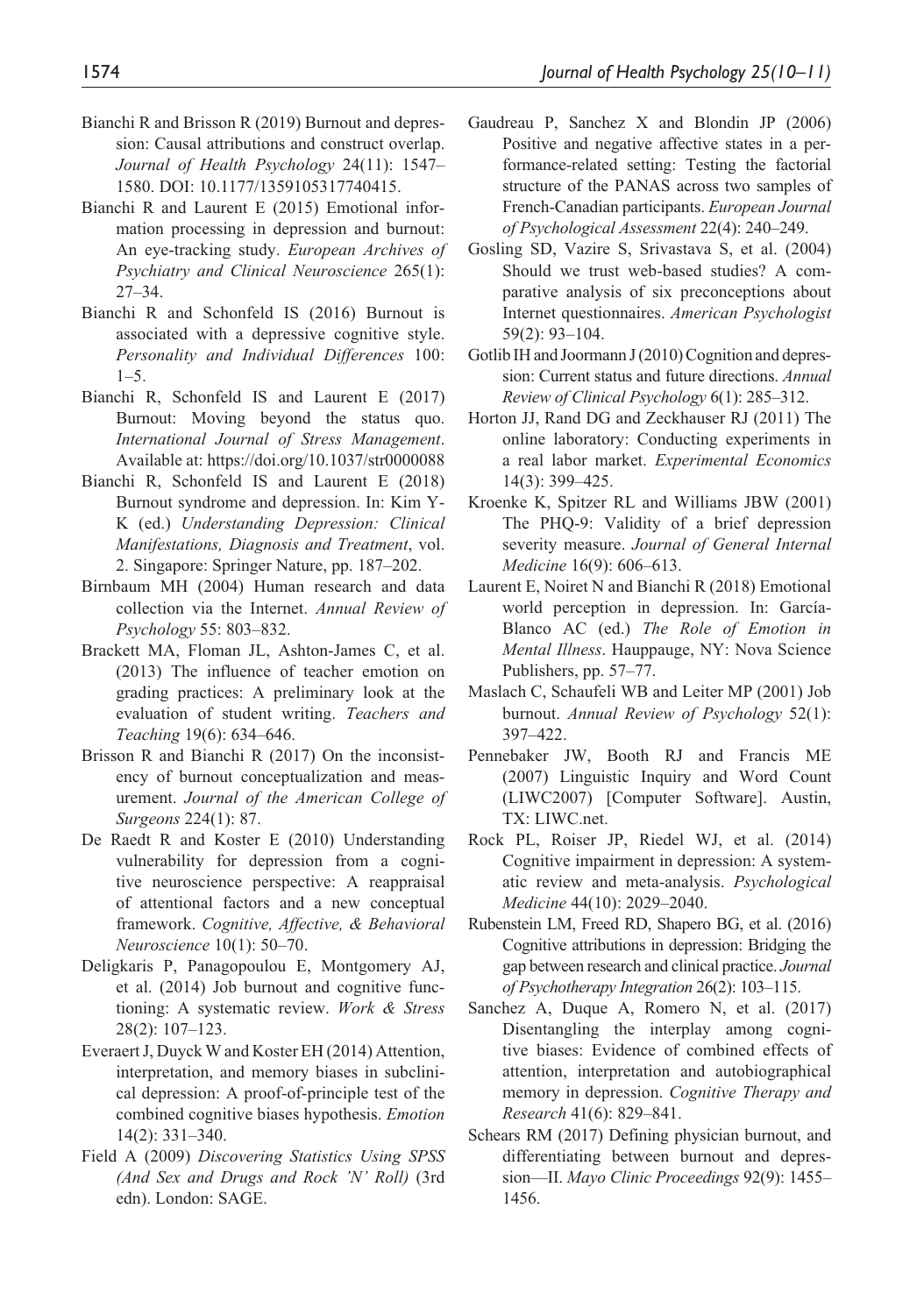Bianchi R and Brisson R (2019) Burnout and depression: Causal attributions and construct overlap. *Journal of Health Psychology* 24(11): 1547–1580. DOI: 10.1177/1359105317740415.

Bianchi R and Laurent E (2015) Emotional information processing in depression and burnout: An eye-tracking study. *European Archives of Psychiatry and Clinical Neuroscience* 265(1): 27–34.

Bianchi R and Schonfeld IS (2016) Burnout is associated with a depressive cognitive style. *Personality and Individual Differences* 100: 1–5.

Bianchi R, Schonfeld IS and Laurent E (2017) Burnout: Moving beyond the status quo. *International Journal of Stress Management*. Available at: https://doi.org/10.1037/str0000088

Bianchi R, Schonfeld IS and Laurent E (2018) Burnout syndrome and depression. In: Kim Y-K (ed.) *Understanding Depression: Clinical Manifestations, Diagnosis and Treatment*, vol. 2. Singapore: Springer Nature, pp. 187–202.

Birnbaum MH (2004) Human research and data collection via the Internet. *Annual Review of Psychology* 55: 803–832.

Brackett MA, Floman JL, Ashton-James C, et al. (2013) The influence of teacher emotion on grading practices: A preliminary look at the evaluation of student writing. *Teachers and Teaching* 19(6): 634–646.

Brisson R and Bianchi R (2017) On the inconsistency of burnout conceptualization and measurement. *Journal of the American College of Surgeons* 224(1): 87.

De Raedt R and Koster E (2010) Understanding vulnerability for depression from a cognitive neuroscience perspective: A reappraisal of attentional factors and a new conceptual framework. *Cognitive, Affective, & Behavioral Neuroscience* 10(1): 50–70.

Deligkaris P, Panagopoulou E, Montgomery AJ, et al. (2014) Job burnout and cognitive functioning: A systematic review. *Work & Stress* 28(2): 107–123.

Everaert J, Duyck W and Koster EH (2014) Attention, interpretation, and memory biases in subclinical depression: A proof-of-principle test of the combined cognitive biases hypothesis. *Emotion* 14(2): 331–340.

Field A (2009) *Discovering Statistics Using SPSS (And Sex and Drugs and Rock 'N' Roll)* (3rd edn). London: SAGE.

Gaudreau P, Sanchez X and Blondin JP (2006) Positive and negative affective states in a performance-related setting: Testing the factorial structure of the PANAS across two samples of French-Canadian participants. *European Journal of Psychological Assessment* 22(4): 240–249.

Gosling SD, Vazire S, Srivastava S, et al. (2004) Should we trust web-based studies? A comparative analysis of six preconceptions about Internet questionnaires. *American Psychologist* 59(2): 93–104.

Gotlib IH and Joormann J (2010) Cognition and depression: Current status and future directions. *Annual Review of Clinical Psychology* 6(1): 285–312.

Horton JJ, Rand DG and Zeckhauser RJ (2011) The online laboratory: Conducting experiments in a real labor market. *Experimental Economics* 14(3): 399–425.

Kroenke K, Spitzer RL and Williams JBW (2001) The PHQ-9: Validity of a brief depression severity measure. *Journal of General Internal Medicine* 16(9): 606–613.

Laurent E, Noiret N and Bianchi R (2018) Emotional world perception in depression. In: García-Blanco AC (ed.) *The Role of Emotion in Mental Illness*. Hauppauge, NY: Nova Science Publishers, pp. 57–77.

Maslach C, Schaufeli WB and Leiter MP (2001) Job burnout. *Annual Review of Psychology* 52(1): 397–422.

Pennebaker JW, Booth RJ and Francis ME (2007) Linguistic Inquiry and Word Count (LIWC2007) [Computer Software]. Austin, TX: LIWC.net.

Rock PL, Roiser JP, Riedel WJ, et al. (2014) Cognitive impairment in depression: A systematic review and meta-analysis. *Psychological Medicine* 44(10): 2029–2040.

Rubenstein LM, Freed RD, Shapero BG, et al. (2016) Cognitive attributions in depression: Bridging the gap between research and clinical practice. *Journal of Psychotherapy Integration* 26(2): 103–115.

Sanchez A, Duque A, Romero N, et al. (2017) Disentangling the interplay among cognitive biases: Evidence of combined effects of attention, interpretation and autobiographical memory in depression. *Cognitive Therapy and Research* 41(6): 829–841.

Schears RM (2017) Defining physician burnout, and differentiating between burnout and depression—II. *Mayo Clinic Proceedings* 92(9): 1455–1456.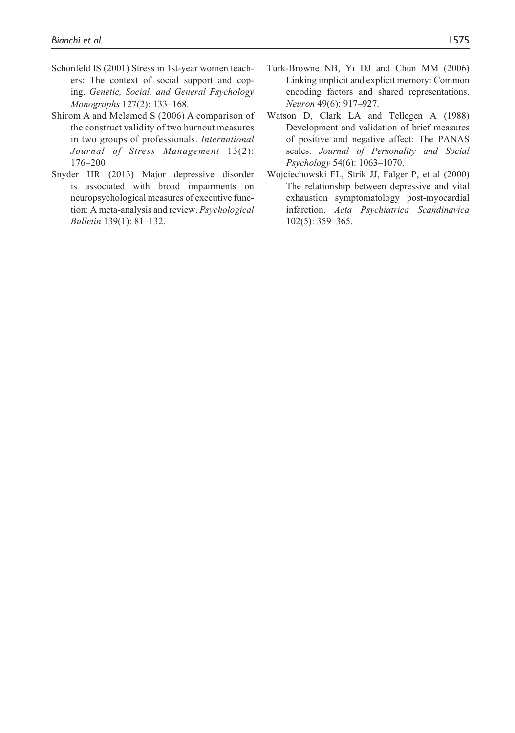Schonfeld IS (2001) Stress in 1st-year women teachers: The context of social support and coping. *Genetic, Social, and General Psychology Monographs* 127(2): 133–168.

Shirom A and Melamed S (2006) A comparison of the construct validity of two burnout measures in two groups of professionals. *International Journal of Stress Management* 13(2): 176–200.

Snyder HR (2013) Major depressive disorder is associated with broad impairments on neuropsychological measures of executive function: A meta-analysis and review. *Psychological Bulletin* 139(1): 81–132.

Turk-Browne NB, Yi DJ and Chun MM (2006) Linking implicit and explicit memory: Common encoding factors and shared representations. *Neuron* 49(6): 917–927.

Watson D, Clark LA and Tellegen A (1988) Development and validation of brief measures of positive and negative affect: The PANAS scales. *Journal of Personality and Social Psychology* 54(6): 1063–1070.

Wojciechowski FL, Strik JJ, Falger P, et al (2000) The relationship between depressive and vital exhaustion symptomatology post-myocardial infarction. *Acta Psychiatrica Scandinavica* 102(5): 359–365.